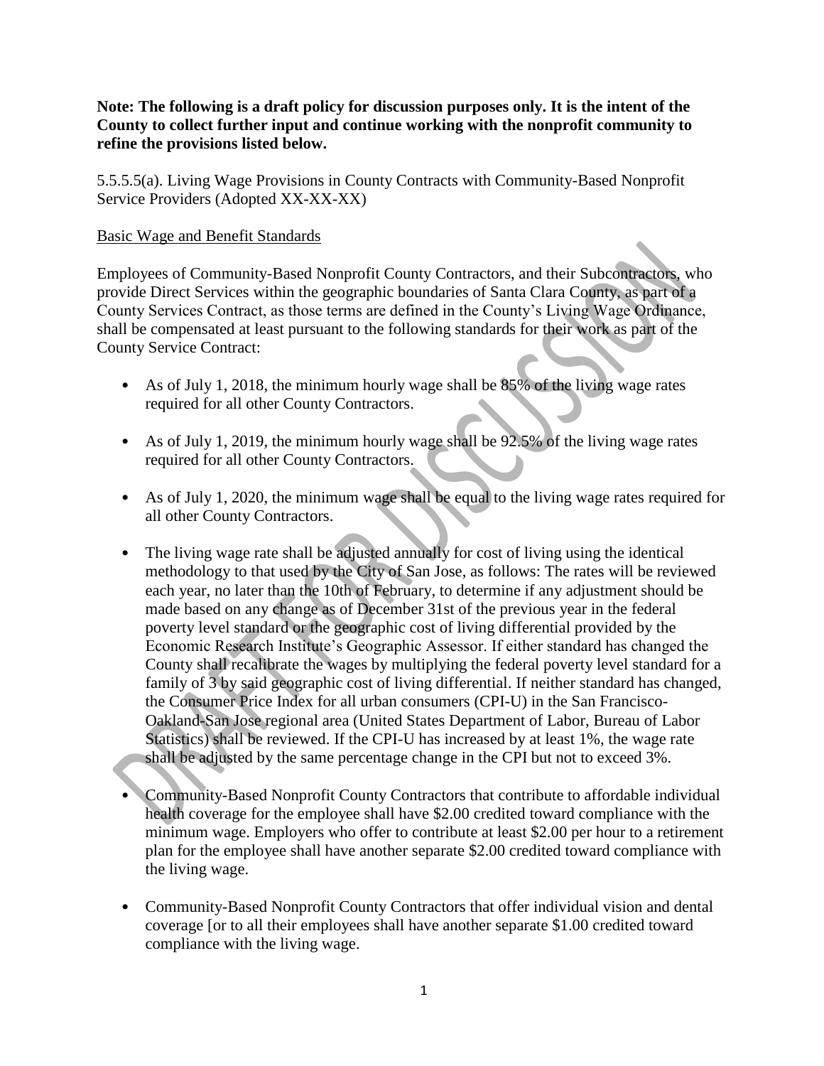**Note: The following is a draft policy for discussion purposes only. It is the intent of the County to collect further input and continue working with the nonprofit community to refine the provisions listed below.**

5.5.5.5(a). Living Wage Provisions in County Contracts with Community-Based Nonprofit Service Providers (Adopted XX-XX-XX)

Basic Wage and Benefit Standards

Employees of Community-Based Nonprofit County Contractors, and their Subcontractors, who provide Direct Services within the geographic boundaries of Santa Clara County, as part of a County Services Contract, as those terms are defined in the County's Living Wage Ordinance, shall be compensated at least pursuant to the following standards for their work as part of the County Service Contract:

- As of July 1, 2018, the minimum hourly wage shall be 85% of the living wage rates required for all other County Contractors.
- As of July 1, 2019, the minimum hourly wage shall be 92.5% of the living wage rates required for all other County Contractors.
- As of July 1, 2020, the minimum wage shall be equal to the living wage rates required for all other County Contractors.
- The living wage rate shall be adjusted annually for cost of living using the identical methodology to that used by the City of San Jose, as follows: The rates will be reviewed each year, no later than the 10th of February, to determine if any adjustment should be made based on any change as of December 31st of the previous year in the federal poverty level standard or the geographic cost of living differential provided by the Economic Research Institute's Geographic Assessor. If either standard has changed the County shall recalibrate the wages by multiplying the federal poverty level standard for a family of 3 by said geographic cost of living differential. If neither standard has changed, the Consumer Price Index for all urban consumers (CPI-U) in the San Francisco-Oakland-San Jose regional area (United States Department of Labor, Bureau of Labor Statistics) shall be reviewed. If the CPI-U has increased by at least 1%, the wage rate shall be adjusted by the same percentage change in the CPI but not to exceed 3%.
- Community-Based Nonprofit County Contractors that contribute to affordable individual health coverage for the employee shall have $2.00 credited toward compliance with the minimum wage. Employers who offer to contribute at least $2.00 per hour to a retirement plan for the employee shall have another separate $2.00 credited toward compliance with the living wage.
- Community-Based Nonprofit County Contractors that offer individual vision and dental coverage [or to all their employees shall have another separate $1.00 credited toward compliance with the living wage.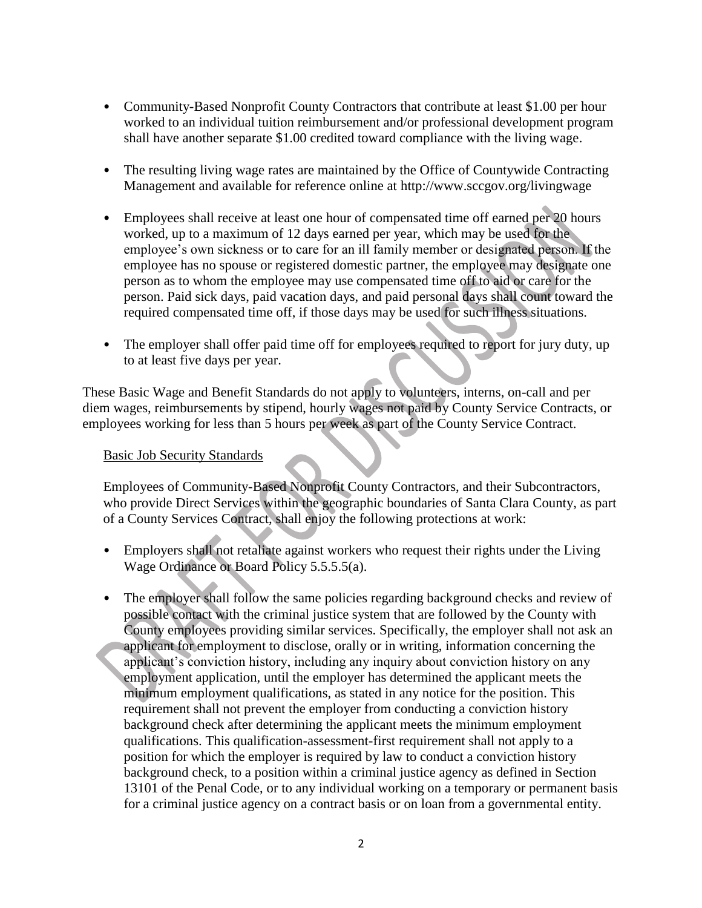- Community-Based Nonprofit County Contractors that contribute at least $1.00 per hour worked to an individual tuition reimbursement and/or professional development program shall have another separate $1.00 credited toward compliance with the living wage.

- The resulting living wage rates are maintained by the Office of Countywide Contracting Management and available for reference online at http://www.sccgov.org/livingwage

- Employees shall receive at least one hour of compensated time off earned per 20 hours worked, up to a maximum of 12 days earned per year, which may be used for the employee's own sickness or to care for an ill family member or designated person. If the employee has no spouse or registered domestic partner, the employee may designate one person as to whom the employee may use compensated time off to aid or care for the person. Paid sick days, paid vacation days, and paid personal days shall count toward the required compensated time off, if those days may be used for such illness situations.

- The employer shall offer paid time off for employees required to report for jury duty, up to at least five days per year.

These Basic Wage and Benefit Standards do not apply to volunteers, interns, on-call and per diem wages, reimbursements by stipend, hourly wages not paid by County Service Contracts, or employees working for less than 5 hours per week as part of the County Service Contract.

<u>Basic Job Security Standards</u>

Employees of Community-Based Nonprofit County Contractors, and their Subcontractors, who provide Direct Services within the geographic boundaries of Santa Clara County, as part of a County Services Contract, shall enjoy the following protections at work:

- Employers shall not retaliate against workers who request their rights under the Living Wage Ordinance or Board Policy 5.5.5.5(a).

- The employer shall follow the same policies regarding background checks and review of possible contact with the criminal justice system that are followed by the County with County employees providing similar services. Specifically, the employer shall not ask an applicant for employment to disclose, orally or in writing, information concerning the applicant's conviction history, including any inquiry about conviction history on any employment application, until the employer has determined the applicant meets the minimum employment qualifications, as stated in any notice for the position. This requirement shall not prevent the employer from conducting a conviction history background check after determining the applicant meets the minimum employment qualifications. This qualification-assessment-first requirement shall not apply to a position for which the employer is required by law to conduct a conviction history background check, to a position within a criminal justice agency as defined in Section 13101 of the Penal Code, or to any individual working on a temporary or permanent basis for a criminal justice agency on a contract basis or on loan from a governmental entity.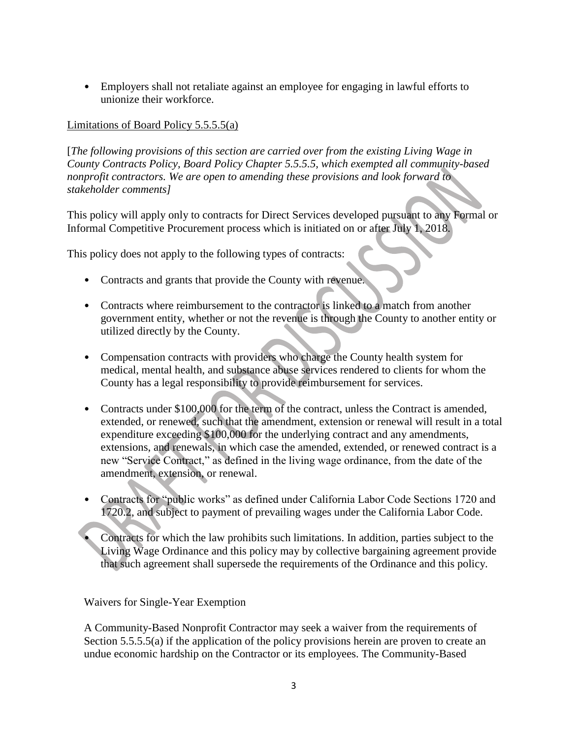- Employers shall not retaliate against an employee for engaging in lawful efforts to unionize their workforce.

Limitations of Board Policy 5.5.5.5(a)

[*The following provisions of this section are carried over from the existing Living Wage in County Contracts Policy, Board Policy Chapter 5.5.5.5, which exempted all community-based nonprofit contractors. We are open to amending these provisions and look forward to stakeholder comments]*

This policy will apply only to contracts for Direct Services developed pursuant to any Formal or Informal Competitive Procurement process which is initiated on or after July 1, 2018.

This policy does not apply to the following types of contracts:

- Contracts and grants that provide the County with revenue.
- Contracts where reimbursement to the contractor is linked to a match from another government entity, whether or not the revenue is through the County to another entity or utilized directly by the County.
- Compensation contracts with providers who charge the County health system for medical, mental health, and substance abuse services rendered to clients for whom the County has a legal responsibility to provide reimbursement for services.
- Contracts under $100,000 for the term of the contract, unless the Contract is amended, extended, or renewed, such that the amendment, extension or renewal will result in a total expenditure exceeding $100,000 for the underlying contract and any amendments, extensions, and renewals, in which case the amended, extended, or renewed contract is a new "Service Contract," as defined in the living wage ordinance, from the date of the amendment, extension, or renewal.
- Contracts for "public works" as defined under California Labor Code Sections 1720 and 1720.2, and subject to payment of prevailing wages under the California Labor Code.
- Contracts for which the law prohibits such limitations. In addition, parties subject to the Living Wage Ordinance and this policy may by collective bargaining agreement provide that such agreement shall supersede the requirements of the Ordinance and this policy.

Waivers for Single-Year Exemption

A Community-Based Nonprofit Contractor may seek a waiver from the requirements of Section 5.5.5.5(a) if the application of the policy provisions herein are proven to create an undue economic hardship on the Contractor or its employees. The Community-Based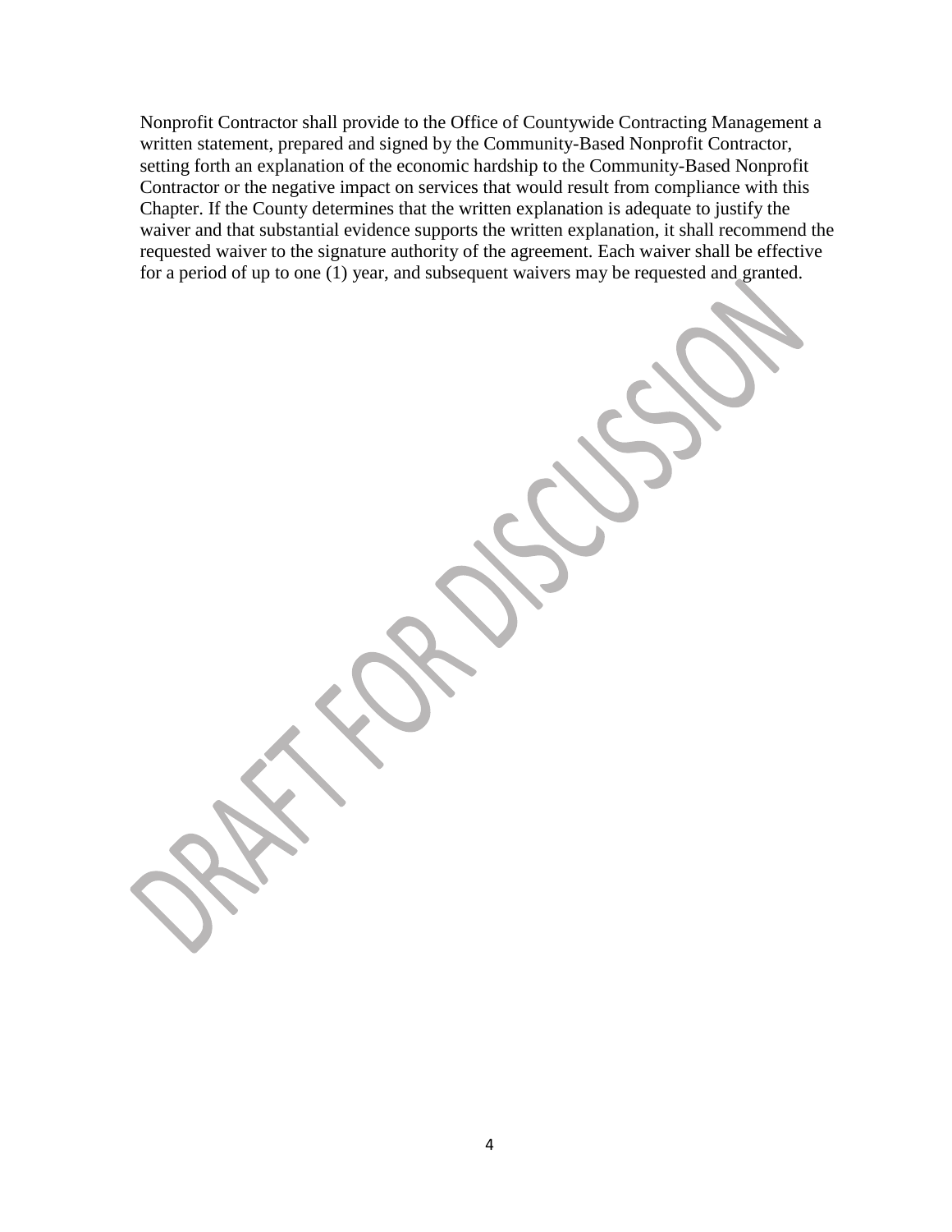Nonprofit Contractor shall provide to the Office of Countywide Contracting Management a written statement, prepared and signed by the Community-Based Nonprofit Contractor, setting forth an explanation of the economic hardship to the Community-Based Nonprofit Contractor or the negative impact on services that would result from compliance with this Chapter. If the County determines that the written explanation is adequate to justify the waiver and that substantial evidence supports the written explanation, it shall recommend the requested waiver to the signature authority of the agreement. Each waiver shall be effective for a period of up to one (1) year, and subsequent waivers may be requested and granted.

DRAFT FOR DISCUSSION